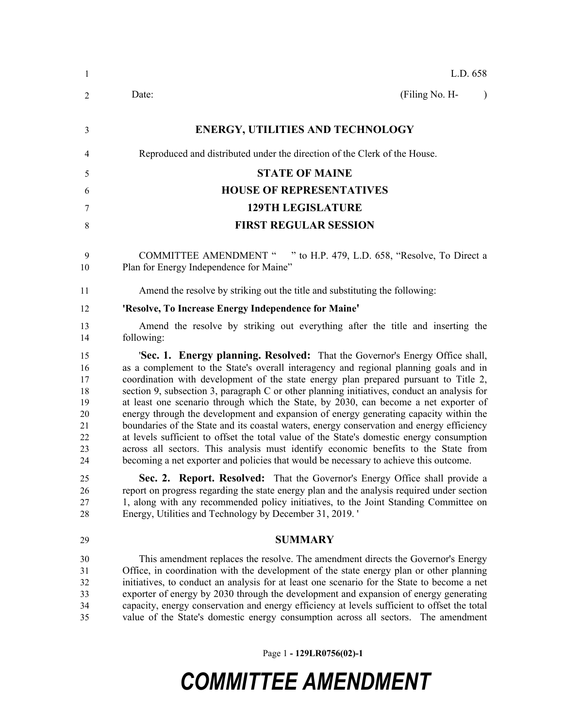L.D. 658

Date: (Filing No. H- )

# ENERGY, UTILITIES AND TECHNOLOGY

Reproduced and distributed under the direction of the Clerk of the House.

## STATE OF MAINE

## HOUSE OF REPRESENTATIVES

## 129TH LEGISLATURE

## FIRST REGULAR SESSION

COMMITTEE AMENDMENT " " to H.P. 479, L.D. 658, "Resolve, To Direct a Plan for Energy Independence for Maine"

Amend the resolve by striking out the title and substituting the following:

**'Resolve, To Increase Energy Independence for Maine'**

Amend the resolve by striking out everything after the title and inserting the following:

'**Sec. 1. Energy planning. Resolved:** That the Governor's Energy Office shall, as a complement to the State's overall interagency and regional planning goals and in coordination with development of the state energy plan prepared pursuant to Title 2, section 9, subsection 3, paragraph C or other planning initiatives, conduct an analysis for at least one scenario through which the State, by 2030, can become a net exporter of energy through the development and expansion of energy generating capacity within the boundaries of the State and its coastal waters, energy conservation and energy efficiency at levels sufficient to offset the total value of the State's domestic energy consumption across all sectors. This analysis must identify economic benefits to the State from becoming a net exporter and policies that would be necessary to achieve this outcome.

**Sec. 2. Report. Resolved:** That the Governor's Energy Office shall provide a report on progress regarding the state energy plan and the analysis required under section 1, along with any recommended policy initiatives, to the Joint Standing Committee on Energy, Utilities and Technology by December 31, 2019. '

## SUMMARY

This amendment replaces the resolve. The amendment directs the Governor's Energy Office, in coordination with the development of the state energy plan or other planning initiatives, to conduct an analysis for at least one scenario for the State to become a net exporter of energy by 2030 through the development and expansion of energy generating capacity, energy conservation and energy efficiency at levels sufficient to offset the total value of the State's domestic energy consumption across all sectors. The amendment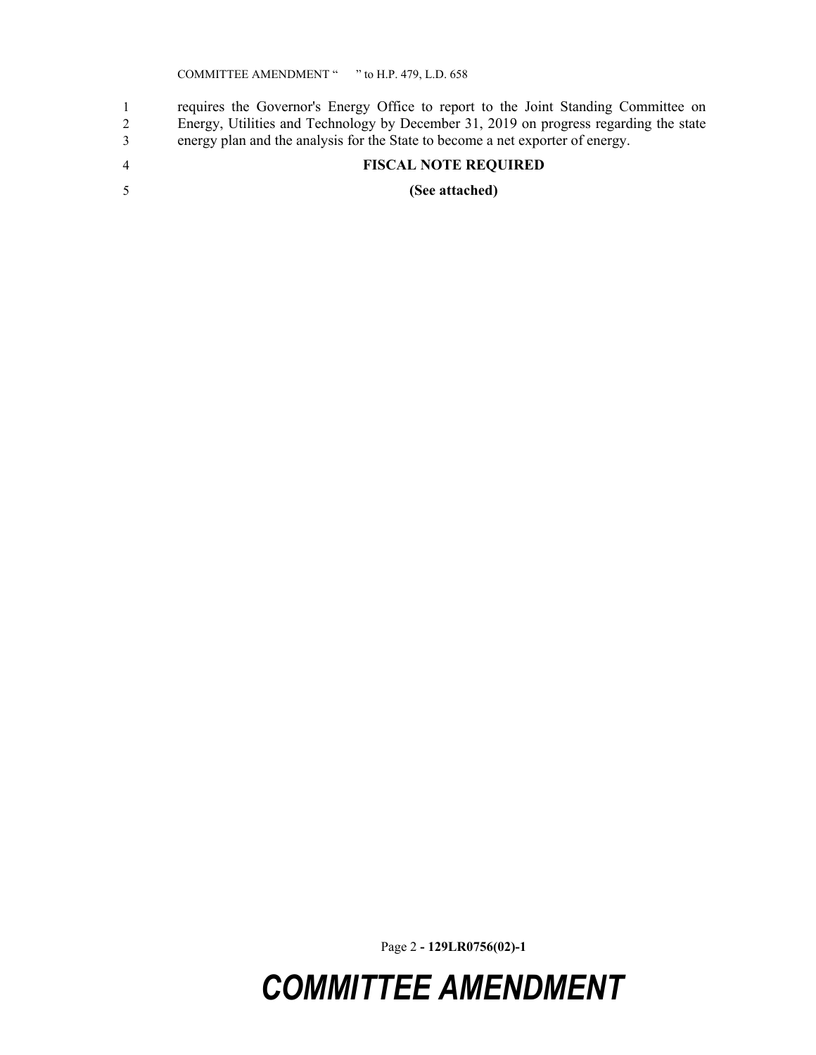requires the Governor's Energy Office to report to the Joint Standing Committee on Energy, Utilities and Technology by December 31, 2019 on progress regarding the state energy plan and the analysis for the State to become a net exporter of energy.

**FISCAL NOTE REQUIRED**

**(See attached)**